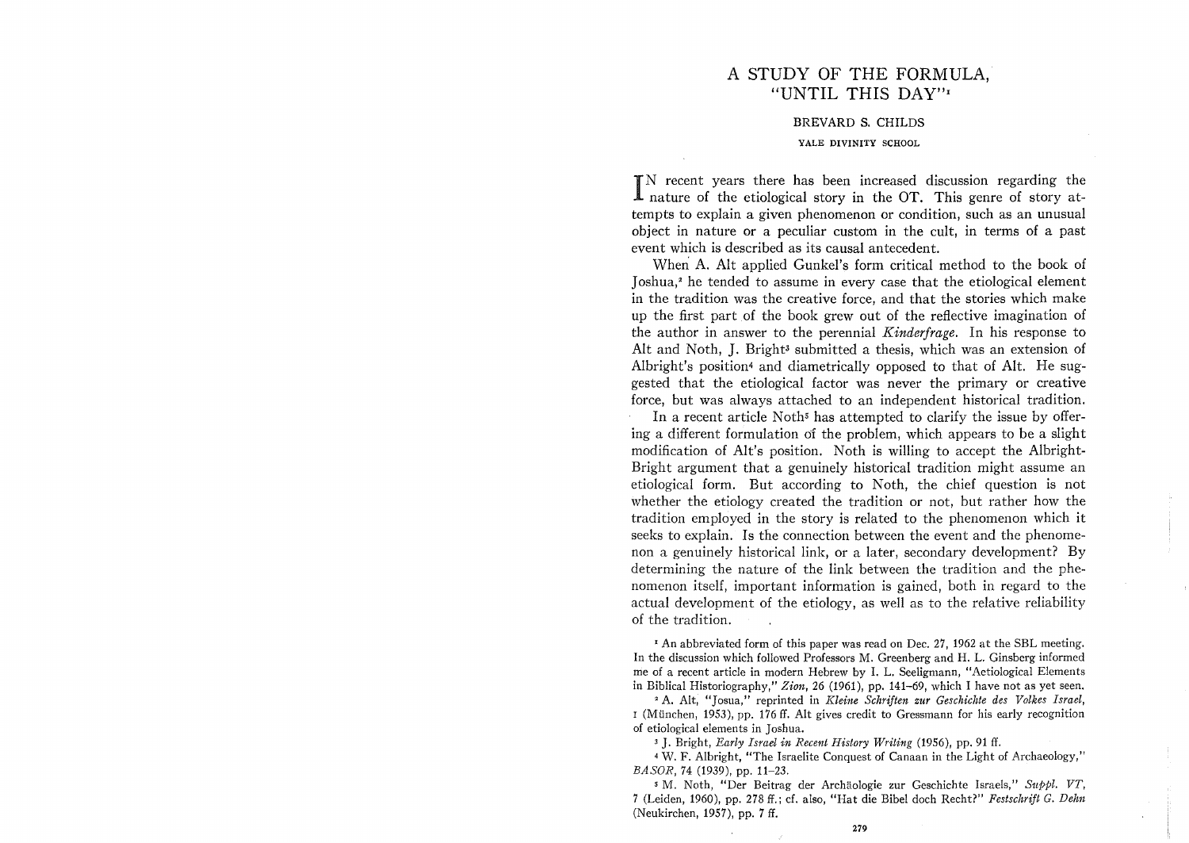# A STUDY OF THE FORMULA, "UNTIL THIS DAY"[1]

BREVARD S. CHILDS

YALE DIVINITY SCHOOL

IN recent years there has been increased discussion regarding the nature of the etiological story in the OT. This genre of story attempts to explain a given phenomenon or condition, such as an unusual object in nature or a peculiar custom in the cult, in terms of a past event which is described as its causal antecedent.

When A. Alt applied Gunkel's form critical method to the book of Joshua,[2] he tended to assume in every case that the etiological element in the tradition was the creative force, and that the stories which make up the first part of the book grew out of the reflective imagination of the author in answer to the perennial *Kinderfrage*. In his response to Alt and Noth, J. Bright[3] submitted a thesis, which was an extension of Albright's position[4] and diametrically opposed to that of Alt. He suggested that the etiological factor was never the primary or creative force, but was always attached to an independent historical tradition.

In a recent article Noth[5] has attempted to clarify the issue by offering a different formulation of the problem, which appears to be a slight modification of Alt's position. Noth is willing to accept the Albright-Bright argument that a genuinely historical tradition might assume an etiological form. But according to Noth, the chief question is not whether the etiology created the tradition or not, but rather how the tradition employed in the story is related to the phenomenon which it seeks to explain. Is the connection between the event and the phenomenon a genuinely historical link, or a later, secondary development? By determining the nature of the link between the tradition and the phenomenon itself, important information is gained, both in regard to the actual development of the etiology, as well as to the relative reliability of the tradition.

[1] An abbreviated form of this paper was read on Dec. 27, 1962 at the SBL meeting. In the discussion which followed Professors M. Greenberg and H. L. Ginsberg informed me of a recent article in modern Hebrew by I. L. Seeligmann, "Aetiological Elements in Biblical Historiography," *Zion*, 26 (1961), pp. 141–69, which I have not as yet seen.

[2] A. Alt, "Josua," reprinted in *Kleine Schriften zur Geschichte des Volkes Israel*, I (München, 1953), pp. 176 ff. Alt gives credit to Gressmann for his early recognition of etiological elements in Joshua.

[3] J. Bright, *Early Israel in Recent History Writing* (1956), pp. 91 ff.

[4] W. F. Albright, "The Israelite Conquest of Canaan in the Light of Archaeology," *BASOR*, 74 (1939), pp. 11–23.

[5] M. Noth, "Der Beitrag der Archäologie zur Geschichte Israels," *Suppl. VT*, 7 (Leiden, 1960), pp. 278 ff.; cf. also, "Hat die Bibel doch Recht?" *Festschrift G. Dehn* (Neukirchen, 1957), pp. 7 ff.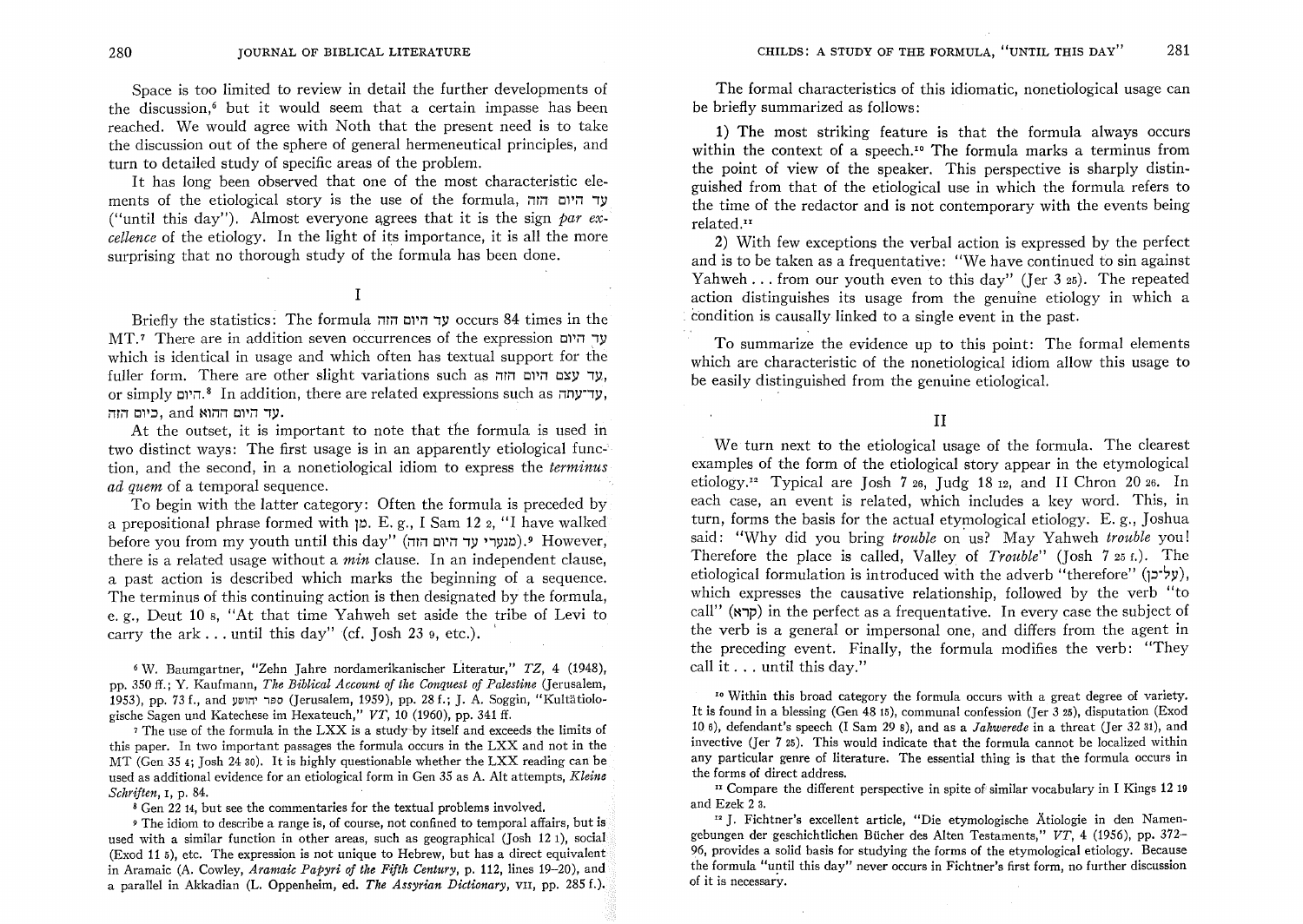Space is too limited to review in detail the further developments of the discussion,[6] but it would seem that a certain impasse has been reached. We would agree with Noth that the present need is to take the discussion out of the sphere of general hermeneutical principles, and turn to detailed study of specific areas of the problem.

It has long been observed that one of the most characteristic elements of the etiological story is the use of the formula, עד היום הזה ("until this day"). Almost everyone agrees that it is the sign *par excellence* of the etiology. In the light of its importance, it is all the more surprising that no thorough study of the formula has been done.

## I

Briefly the statistics: The formula עד היום הזה occurs 84 times in the MT.[7] There are in addition seven occurrences of the expression עד היום which is identical in usage and which often has textual support for the fuller form. There are other slight variations such as עד עצם היום הזה, or simply היום.[8] In addition, there are related expressions such as עד־עתה, כיום הזה, and עד היום ההוא.

At the outset, it is important to note that the formula is used in two distinct ways: The first usage is in an apparently etiological function, and the second, in a nonetiological idiom to express the *terminus ad quem* of a temporal sequence.

To begin with the latter category: Often the formula is preceded by a prepositional phrase formed with מן. E. g., I Sam 12 2, "I have walked before you from my youth until this day" (מנערי עד היום הזה).[9] However, there is a related usage without a *min* clause. In an independent clause, a past action is described which marks the beginning of a sequence. The terminus of this continuing action is then designated by the formula, e. g., Deut 10 8, "At that time Yahweh set aside the tribe of Levi to carry the ark . . . until this day" (cf. Josh 23 9, etc.).

The formal characteristics of this idiomatic, nonetiological usage can be briefly summarized as follows:

1) The most striking feature is that the formula always occurs within the context of a speech.[10] The formula marks a terminus from the point of view of the speaker. This perspective is sharply distinguished from that of the etiological use in which the formula refers to the time of the redactor and is not contemporary with the events being related.[11]

2) With few exceptions the verbal action is expressed by the perfect and is to be taken as a frequentative: "We have continued to sin against Yahweh . . . from our youth even to this day" (Jer 3 25). The repeated action distinguishes its usage from the genuine etiology in which a condition is causally linked to a single event in the past.

To summarize the evidence up to this point: The formal elements which are characteristic of the nonetiological idiom allow this usage to be easily distinguished from the genuine etiological.

## II

We turn next to the etiological usage of the formula. The clearest examples of the form of the etiological story appear in the etymological etiology.[12] Typical are Josh 7 26, Judg 18 12, and II Chron 20 26. In each case, an event is related, which includes a key word. This, in turn, forms the basis for the actual etymological etiology. E. g., Joshua said: "Why did you bring *trouble* on us? May Yahweh *trouble* you! Therefore the place is called, Valley of *Trouble*" (Josh 7 25 f.). The etiological formulation is introduced with the adverb "therefore" (על־כן), which expresses the causative relationship, followed by the verb "to call" (קרא) in the perfect as a frequentative. In every case the subject of the verb is a general or impersonal one, and differs from the agent in the preceding event. Finally, the formula modifies the verb: "They call it . . . until this day."

---

[6] W. Baumgartner, "Zehn Jahre nordamerikanischer Literatur," *TZ*, 4 (1948), pp. 350 ff.; Y. Kaufmann, *The Biblical Account of the Conquest of Palestine* (Jerusalem, 1953), pp. 73 f., and ספר יהושע (Jerusalem, 1959), pp. 28 f.; J. A. Soggin, "Kultätiologische Sagen und Katechese im Hexateuch," *VT*, 10 (1960), pp. 341 ff.

[7] The use of the formula in the LXX is a study by itself and exceeds the limits of this paper. In two important passages the formula occurs in the LXX and not in the MT (Gen 35 4; Josh 24 30). It is highly questionable whether the LXX reading can be used as additional evidence for an etiological form in Gen 35 as A. Alt attempts, *Kleine Schriften*, I, p. 84.

[8] Gen 22 14, but see the commentaries for the textual problems involved.

[9] The idiom to describe a range is, of course, not confined to temporal affairs, but is used with a similar function in other areas, such as geographical (Josh 12 1), social (Exod 11 5), etc. The expression is not unique to Hebrew, but has a direct equivalent in Aramaic (A. Cowley, *Aramaic Papyri of the Fifth Century*, p. 112, lines 19–20), and a parallel in Akkadian (L. Oppenheim, ed. *The Assyrian Dictionary*, VII, pp. 285 f.).

[10] Within this broad category the formula occurs with a great degree of variety. It is found in a blessing (Gen 48 15), communal confession (Jer 3 25), disputation (Exod 10 6), defendant's speech (I Sam 29 8), and as a *Jahwerede* in a threat (Jer 32 31), and invective (Jer 7 25). This would indicate that the formula cannot be localized within any particular genre of literature. The essential thing is that the formula occurs in the forms of direct address.

[11] Compare the different perspective in spite of similar vocabulary in I Kings 12 19 and Ezek 2 3.

[12] J. Fichtner's excellent article, "Die etymologische Ätiologie in den Namengebungen der geschichtlichen Bücher des Alten Testaments," *VT*, 4 (1956), pp. 372–96, provides a solid basis for studying the forms of the etymological etiology. Because the formula "until this day" never occurs in Fichtner's first form, no further discussion of it is necessary.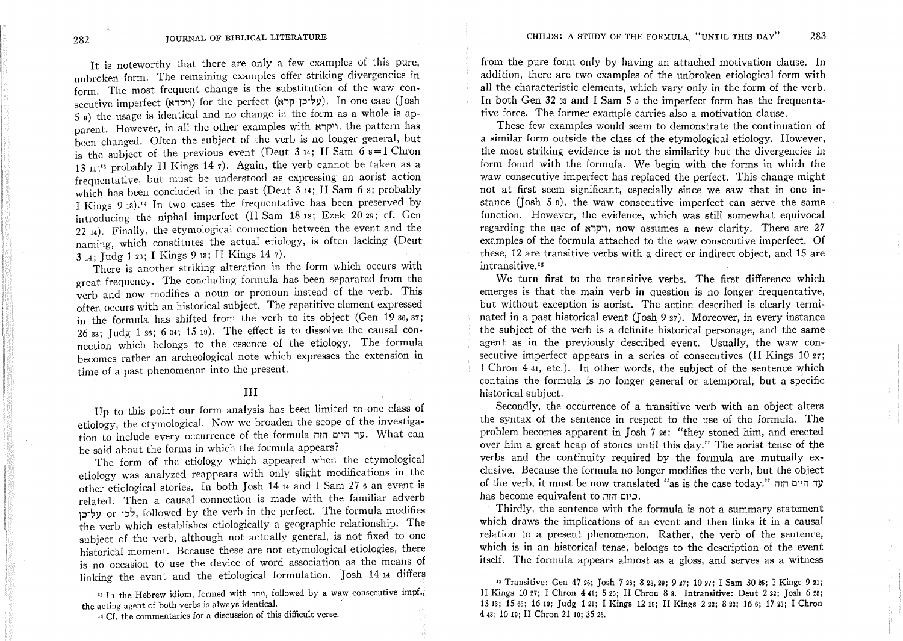It is noteworthy that there are only a few examples of this pure, unbroken form. The remaining examples offer striking divergencies in form. The most frequent change is the substitution of the waw consecutive imperfect (ויקרא) for the perfect (על־כן קרא). In one case (Josh 5 9) the usage is identical and no change in the form as a whole is apparent. However, in all the other examples with ויקרא, the pattern has been changed. Often the subject of the verb is no longer general, but is the subject of the previous event (Deut 3 14; II Sam 6 8 = I Chron 13 11;[13] probably II Kings 14 7). Again, the verb cannot be taken as a frequentative, but must be understood as expressing an aorist action which has been concluded in the past (Deut 3 14; II Sam 6 8; probably I Kings 9 13).[14] In two cases the frequentative has been preserved by introducing the niphal imperfect (II Sam 18 18; Ezek 20 29; cf. Gen 22 14). Finally, the etymological connection between the event and the naming, which constitutes the actual etiology, is often lacking (Deut 3 14; Judg 1 26; I Kings 9 13; II Kings 14 7).

There is another striking alteration in the form which occurs with great frequency. The concluding formula has been separated from the verb and now modifies a noun or pronoun instead of the verb. This often occurs with an historical subject. The repetitive element expressed in the formula has shifted from the verb to its object (Gen 19 36, 37; 26 33; Judg 1 26; 6 24; 15 19). The effect is to dissolve the causal connection which belongs to the essence of the etiology. The formula becomes rather an archeological note which expresses the extension in time of a past phenomenon into the present.

## III

Up to this point our form analysis has been limited to one class of etiology, the etymological. Now we broaden the scope of the investigation to include every occurrence of the formula עד היום הזה. What can be said about the forms in which the formula appears?

The form of the etiology which appeared when the etymological etiology was analyzed reappears with only slight modifications in the other etiological stories. In both Josh 14 14 and I Sam 27 6 an event is related. Then a causal connection is made with the familiar adverb על־כן or לכן, followed by the verb in the perfect. The formula modifies the verb which establishes etiologically a geographic relationship. The subject of the verb, although not actually general, is not fixed to one historical moment. Because these are not etymological etiologies, there is no occasion to use the device of word association as the means of linking the event and the etiological formulation. Josh 14 14 differs from the pure form only by having an attached motivation clause. In addition, there are two examples of the unbroken etiological form with all the characteristic elements, which vary only in the form of the verb. In both Gen 32 33 and I Sam 5 5 the imperfect form has the frequentative force. The former example carries also a motivation clause.

These few examples would seem to demonstrate the continuation of a similar form outside the class of the etymological etiology. However, the most striking evidence is not the similarity but the divergencies in form found with the formula. We begin with the forms in which the waw consecutive imperfect has replaced the perfect. This change might not at first seem significant, especially since we saw that in one instance (Josh 5 9), the waw consecutive imperfect can serve the same function. However, the evidence, which was still somewhat equivocal regarding the use of ויקרא, now assumes a new clarity. There are 27 examples of the formula attached to the waw consecutive imperfect. Of these, 12 are transitive verbs with a direct or indirect object, and 15 are intransitive.[15]

We turn first to the transitive verbs. The first difference which emerges is that the main verb in question is no longer frequentative, but without exception is aorist. The action described is clearly terminated in a past historical event (Josh 9 27). Moreover, in every instance the subject of the verb is a definite historical personage, and the same agent as in the previously described event. Usually, the waw consecutive imperfect appears in a series of consecutives (II Kings 10 27; I Chron 4 41, etc.). In other words, the subject of the sentence which contains the formula is no longer general or atemporal, but a specific historical subject.

Secondly, the occurrence of a transitive verb with an object alters the syntax of the sentence in respect to the use of the formula. The problem becomes apparent in Josh 7 26: "they stoned him, and erected over him a great heap of stones until this day." The aorist tense of the verbs and the continuity required by the formula are mutually exclusive. Because the formula no longer modifies the verb, but the object of the verb, it must be now translated "as is the case today." עד היום הזה has become equivalent to כיום הזה.

Thirdly, the sentence with the formula is not a summary statement which draws the implications of an event and then links it in a causal relation to a present phenomenon. Rather, the verb of the sentence, which is in an historical tense, belongs to the description of the event itself. The formula appears almost as a gloss, and serves as a witness

[13] In the Hebrew idiom, formed with חרה, followed by a waw consecutive impf., the acting agent of both verbs is always identical.

[14] Cf. the commentaries for a discussion of this difficult verse.

[15] Transitive: Gen 47 26; Josh 7 26; 8 28, 29; 9 27; 10 27; I Sam 30 25; I Kings 9 21; II Kings 10 27; I Chron 4 41; 5 26; II Chron 8 8. Intransitive: Deut 2 22; Josh 6 25; 13 13; 15 63; 16 10; Judg 1 21; I Kings 12 19; II Kings 2 22; 8 22; 16 6; 17 23; I Chron 4 43; 10 19; II Chron 21 10; 35 25.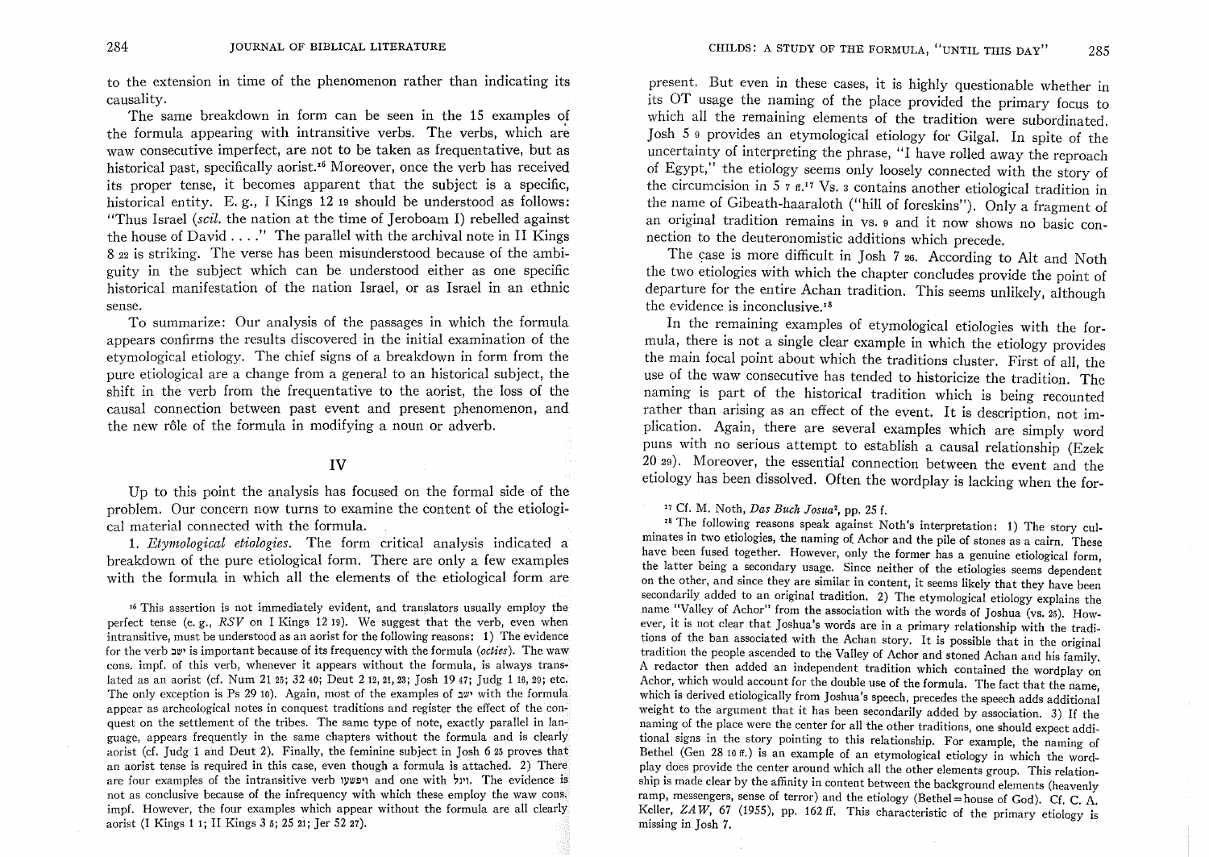to the extension in time of the phenomenon rather than indicating its causality.

The same breakdown in form can be seen in the 15 examples of the formula appearing with intransitive verbs. The verbs, which are waw consecutive imperfect, are not to be taken as frequentative, but as historical past, specifically aorist.[16] Moreover, once the verb has received its proper tense, it becomes apparent that the subject is a specific, historical entity. E. g., I Kings 12 19 should be understood as follows: "Thus Israel (*scil.* the nation at the time of Jeroboam I) rebelled against the house of David . . . ." The parallel with the archival note in II Kings 8 22 is striking. The verse has been misunderstood because of the ambiguity in the subject which can be understood either as one specific historical manifestation of the nation Israel, or as Israel in an ethnic sense.

To summarize: Our analysis of the passages in which the formula appears confirms the results discovered in the initial examination of the etymological etiology. The chief signs of a breakdown in form from the pure etiological are a change from a general to an historical subject, the shift in the verb from the frequentative to the aorist, the loss of the causal connection between past event and present phenomenon, and the new rôle of the formula in modifying a noun or adverb.

## IV

Up to this point the analysis has focused on the formal side of the problem. Our concern now turns to examine the content of the etiological material connected with the formula.

1. *Etymological etiologies.* The form critical analysis indicated a breakdown of the pure etiological form. There are only a few examples with the formula in which all the elements of the etiological form are present. But even in these cases, it is highly questionable whether in its OT usage the naming of the place provided the primary focus to which all the remaining elements of the tradition were subordinated. Josh 5 9 provides an etymological etiology for Gilgal. In spite of the uncertainty of interpreting the phrase, "I have rolled away the reproach of Egypt," the etiology seems only loosely connected with the story of the circumcision in 5 7 ff.[17] Vs. 3 contains another etiological tradition in the name of Gibeath-haaraloth ("hill of foreskins"). Only a fragment of an original tradition remains in vs. 9 and it now shows no basic connection to the deuteronomistic additions which precede.

The case is more difficult in Josh 7 26. According to Alt and Noth the two etiologies with which the chapter concludes provide the point of departure for the entire Achan tradition. This seems unlikely, although the evidence is inconclusive.[18]

In the remaining examples of etymological etiologies with the formula, there is not a single clear example in which the etiology provides the main focal point about which the traditions cluster. First of all, the use of the waw consecutive has tended to historicize the tradition. The naming is part of the historical tradition which is being recounted rather than arising as an effect of the event. It is description, not implication. Again, there are several examples which are simply word puns with no serious attempt to establish a causal relationship (Ezek 20 29). Moreover, the essential connection between the event and the etiology has been dissolved. Often the wordplay is lacking when the for-

[16] This assertion is not immediately evident, and translators usually employ the perfect tense (e. g., *RSV* on I Kings 12 19). We suggest that the verb, even when intransitive, must be understood as an aorist for the following reasons: 1) The evidence for the verb ישב is important because of its frequency with the formula (*octies*). The waw cons. impf. of this verb, whenever it appears without the formula, is always translated as an aorist (cf. Num 21 25; 32 40; Deut 2 12, 21, 23; Josh 19 47; Judg 1 16, 29; etc. The only exception is Ps 29 10). Again, most of the examples of ישב with the formula appear as archeological notes in conquest traditions and register the effect of the conquest on the settlement of the tribes. The same type of note, exactly parallel in language, appears frequently in the same chapters without the formula and is clearly aorist (cf. Judg 1 and Deut 2). Finally, the feminine subject in Josh 6 25 proves that an aorist tense is required in this case, even though a formula is attached. 2) There are four examples of the intransitive verb ויפשע and one with ויהי. The evidence is not as conclusive because of the infrequency with which these employ the waw cons. impf. However, the four examples which appear without the formula are all clearly aorist (I Kings 1 1; II Kings 3 5; 25 21; Jer 52 27).

[17] Cf. M. Noth, *Das Buch Josua*², pp. 25 f.

[18] The following reasons speak against Noth's interpretation: 1) The story culminates in two etiologies, the naming of Achor and the pile of stones as a cairn. These have been fused together. However, only the former has a genuine etiological form, the latter being a secondary usage. Since neither of the etiologies seems dependent on the other, and since they are similar in content, it seems likely that they have been secondarily added to an original tradition. 2) The etymological etiology explains the name "Valley of Achor" from the association with the words of Joshua (vs. 25). However, it is not clear that Joshua's words are in a primary relationship with the traditions of the ban associated with the Achan story. It is possible that in the original tradition the people ascended to the Valley of Achor and stoned Achan and his family. A redactor then added an independent tradition which contained the wordplay on Achor, which would account for the double use of the formula. The fact that the name, which is derived etiologically from Joshua's speech, precedes the speech adds additional weight to the argument that it has been secondarily added by association. 3) If the naming of the place were the center for all the other traditions, one should expect additional signs in the story pointing to this relationship. For example, the naming of Bethel (Gen 28 10 ff.) is an example of an etymological etiology in which the wordplay does provide the center around which all the other elements group. This relationship is made clear by the affinity in content between the background elements (heavenly ramp, messengers, sense of terror) and the etiology (Bethel = house of God). Cf. C. A. Keller, *ZAW*, 67 (1955), pp. 162 ff. This characteristic of the primary etiology is missing in Josh 7.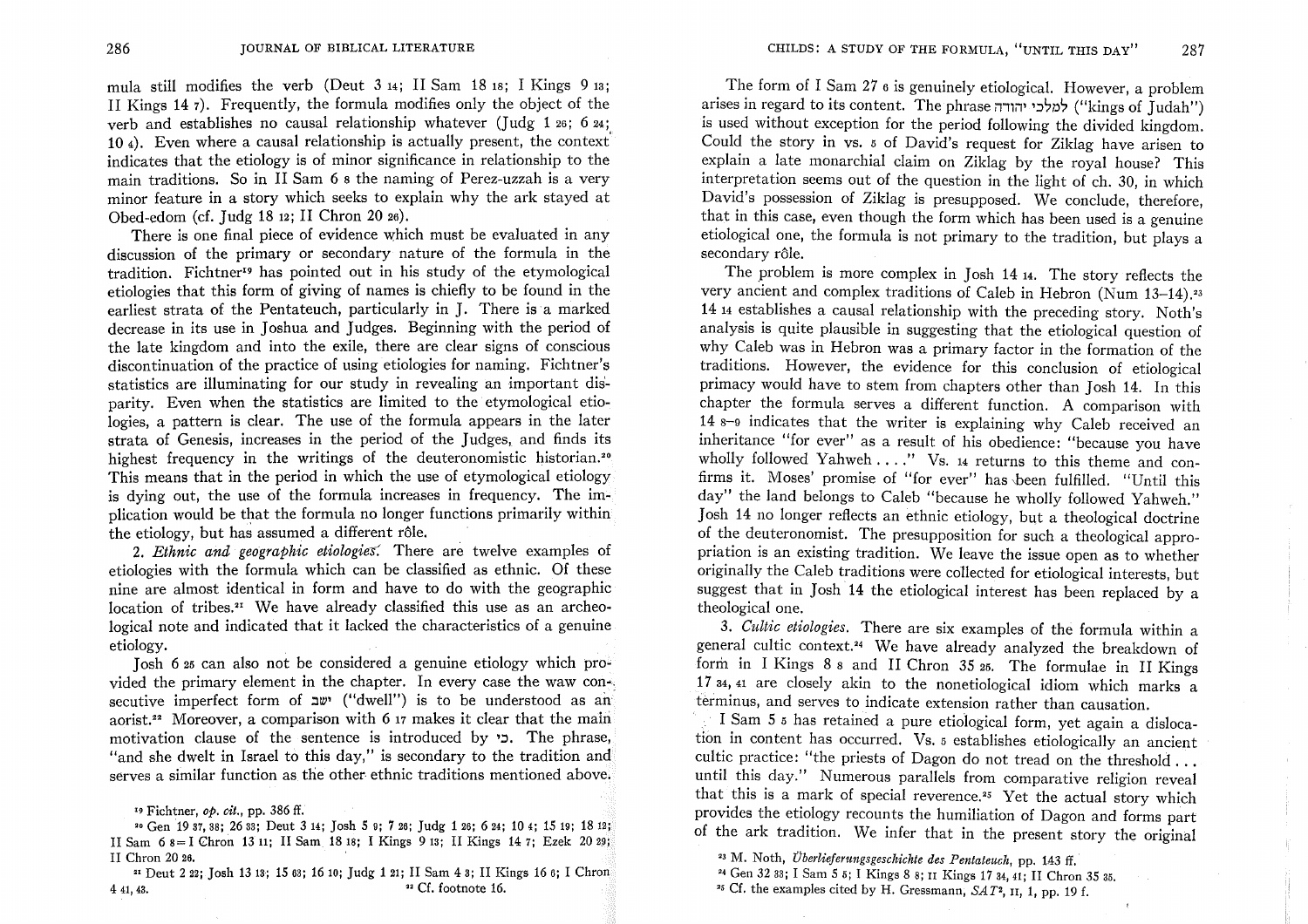mula still modifies the verb (Deut 3 14; II Sam 18 18; I Kings 9 13; II Kings 14 7). Frequently, the formula modifies only the object of the verb and establishes no causal relationship whatever (Judg 1 26; 6 24; 10 4). Even where a causal relationship is actually present, the context indicates that the etiology is of minor significance in relationship to the main traditions. So in II Sam 6 8 the naming of Perez-uzzah is a very minor feature in a story which seeks to explain why the ark stayed at Obed-edom (cf. Judg 18 12; II Chron 20 26).

There is one final piece of evidence which must be evaluated in any discussion of the primary or secondary nature of the formula in the tradition. Fichtner[19] has pointed out in his study of the etymological etiologies that this form of giving of names is chiefly to be found in the earliest strata of the Pentateuch, particularly in J. There is a marked decrease in its use in Joshua and Judges. Beginning with the period of the late kingdom and into the exile, there are clear signs of conscious discontinuation of the practice of using etiologies for naming. Fichtner's statistics are illuminating for our study in revealing an important disparity. Even when the statistics are limited to the etymological etiologies, a pattern is clear. The use of the formula appears in the later strata of Genesis, increases in the period of the Judges, and finds its highest frequency in the writings of the deuteronomistic historian.[20] This means that in the period in which the use of etymological etiology is dying out, the use of the formula increases in frequency. The implication would be that the formula no longer functions primarily within the etiology, but has assumed a different rôle.

2. *Ethnic and geographic etiologies.* There are twelve examples of etiologies with the formula which can be classified as ethnic. Of these nine are almost identical in form and have to do with the geographic location of tribes.[21] We have already classified this use as an archeological note and indicated that it lacked the characteristics of a genuine etiology.

Josh 6 25 can also not be considered a genuine etiology which provided the primary element in the chapter. In every case the waw consecutive imperfect form of ישב ("dwell") is to be understood as an aorist.[22] Moreover, a comparison with 6 17 makes it clear that the main motivation clause of the sentence is introduced by כי. The phrase, "and she dwelt in Israel to this day," is secondary to the tradition and serves a similar function as the other ethnic traditions mentioned above.

The form of I Sam 27 6 is genuinely etiological. However, a problem arises in regard to its content. The phrase למלכי יהודה ("kings of Judah") is used without exception for the period following the divided kingdom. Could the story in vs. 5 of David's request for Ziklag have arisen to explain a late monarchial claim on Ziklag by the royal house? This interpretation seems out of the question in the light of ch. 30, in which David's possession of Ziklag is presupposed. We conclude, therefore, that in this case, even though the form which has been used is a genuine etiological one, the formula is not primary to the tradition, but plays a secondary rôle.

The problem is more complex in Josh 14 14. The story reflects the very ancient and complex traditions of Caleb in Hebron (Num 13–14).[23] 14 14 establishes a causal relationship with the preceding story. Noth's analysis is quite plausible in suggesting that the etiological question of why Caleb was in Hebron was a primary factor in the formation of the traditions. However, the evidence for this conclusion of etiological primacy would have to stem from chapters other than Josh 14. In this chapter the formula serves a different function. A comparison with 14 8–9 indicates that the writer is explaining why Caleb received an inheritance "for ever" as a result of his obedience: "because you have wholly followed Yahweh . . . ." Vs. 14 returns to this theme and confirms it. Moses' promise of "for ever" has been fulfilled. "Until this day" the land belongs to Caleb "because he wholly followed Yahweh." Josh 14 no longer reflects an ethnic etiology, but a theological doctrine of the deuteronomist. The presupposition for such a theological appropriation is an existing tradition. We leave the issue open as to whether originally the Caleb traditions were collected for etiological interests, but suggest that in Josh 14 the etiological interest has been replaced by a theological one.

3. *Cultic etiologies.* There are six examples of the formula within a general cultic context.[24] We have already analyzed the breakdown of form in I Kings 8 8 and II Chron 35 25. The formulae in II Kings 17 34, 41 are closely akin to the nonetiological idiom which marks a terminus, and serves to indicate extension rather than causation.

I Sam 5 5 has retained a pure etiological form, yet again a dislocation in content has occurred. Vs. 5 establishes etiologically an ancient cultic practice: "the priests of Dagon do not tread on the threshold . . . until this day." Numerous parallels from comparative religion reveal that this is a mark of special reverence.[25] Yet the actual story which provides the etiology recounts the humiliation of Dagon and forms part of the ark tradition. We infer that in the present story the original

[19] Fichtner, *op. cit.*, pp. 386 ff.

[20] Gen 19 37, 38; 26 33; Deut 3 14; Josh 5 9; 7 26; Judg 1 26; 6 24; 10 4; 15 19; 18 12; II Sam 6 8 = I Chron 13 11; II Sam 18 18; I Kings 9 13; II Kings 14 7; Ezek 20 29; II Chron 20 26.

[21] Deut 2 22; Josh 13 13; 15 63; 16 10; Judg 1 21; II Sam 4 3; II Kings 16 6; I Chron 4 41, 43.

[22] Cf. footnote 16.

[23] M. Noth, *Überlieferungsgeschichte des Pentateuch*, pp. 143 ff.

[24] Gen 32 33; I Sam 5 5; I Kings 8 8; II Kings 17 34, 41; II Chron 35 25.

[25] Cf. the examples cited by H. Gressmann, *SAT*², II, 1, pp. 19 f.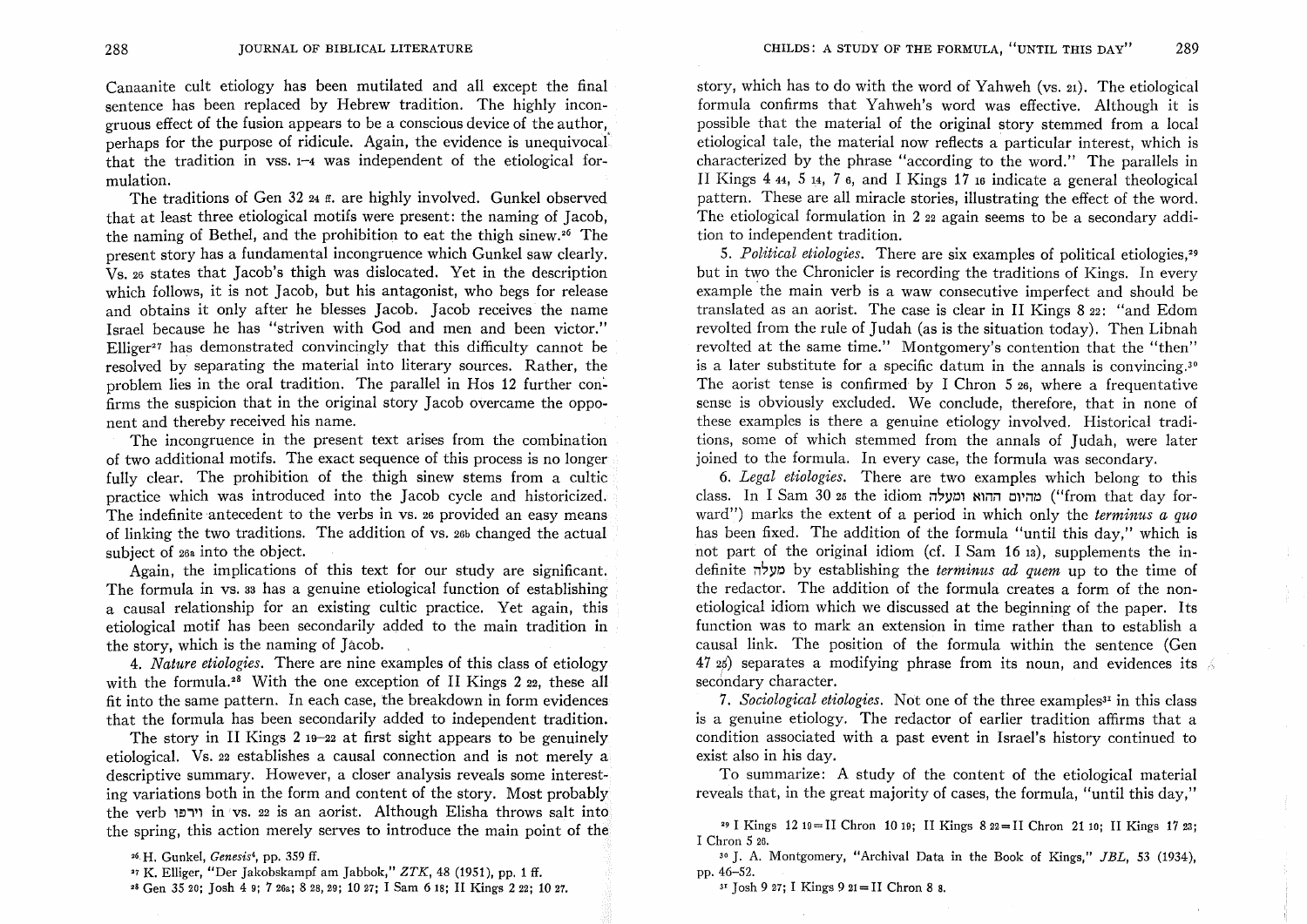Canaanite cult etiology has been mutilated and all except the final sentence has been replaced by Hebrew tradition. The highly incongruous effect of the fusion appears to be a conscious device of the author, perhaps for the purpose of ridicule. Again, the evidence is unequivocal that the tradition in vss. 1–4 was independent of the etiological formulation.

The traditions of Gen 32 24 ff. are highly involved. Gunkel observed that at least three etiological motifs were present: the naming of Jacob, the naming of Bethel, and the prohibition to eat the thigh sinew.[26] The present story has a fundamental incongruence which Gunkel saw clearly. Vs. 26 states that Jacob's thigh was dislocated. Yet in the description which follows, it is not Jacob, but his antagonist, who begs for release and obtains it only after he blesses Jacob. Jacob receives the name Israel because he has "striven with God and men and been victor." Elliger[27] has demonstrated convincingly that this difficulty cannot be resolved by separating the material into literary sources. Rather, the problem lies in the oral tradition. The parallel in Hos 12 further confirms the suspicion that in the original story Jacob overcame the opponent and thereby received his name.

The incongruence in the present text arises from the combination of two additional motifs. The exact sequence of this process is no longer fully clear. The prohibition of the thigh sinew stems from a cultic practice which was introduced into the Jacob cycle and historicized. The indefinite antecedent to the verbs in vs. 26 provided an easy means of linking the two traditions. The addition of vs. 26b changed the actual subject of 26a into the object.

Again, the implications of this text for our study are significant. The formula in vs. 33 has a genuine etiological function of establishing a causal relationship for an existing cultic practice. Yet again, this etiological motif has been secondarily added to the main tradition in the story, which is the naming of Jacob.

4. *Nature etiologies*. There are nine examples of this class of etiology with the formula.[28] With the one exception of II Kings 2 22, these all fit into the same pattern. In each case, the breakdown in form evidences that the formula has been secondarily added to independent tradition.

The story in II Kings 2 19–22 at first sight appears to be genuinely etiological. Vs. 22 establishes a causal connection and is not merely a descriptive summary. However, a closer analysis reveals some interesting variations both in the form and content of the story. Most probably the verb וירפו in vs. 22 is an aorist. Although Elisha throws salt into the spring, this action merely serves to introduce the main point of the story, which has to do with the word of Yahweh (vs. 21). The etiological formula confirms that Yahweh's word was effective. Although it is possible that the material of the original story stemmed from a local etiological tale, the material now reflects a particular interest, which is characterized by the phrase "according to the word." The parallels in II Kings 4 44, 5 14, 7 6, and I Kings 17 16 indicate a general theological pattern. These are all miracle stories, illustrating the effect of the word. The etiological formulation in 2 22 again seems to be a secondary addition to independent tradition.

5. *Political etiologies*. There are six examples of political etiologies,[29] but in two the Chronicler is recording the traditions of Kings. In every example the main verb is a waw consecutive imperfect and should be translated as an aorist. The case is clear in II Kings 8 22: "and Edom revolted from the rule of Judah (as is the situation today). Then Libnah revolted at the same time." Montgomery's contention that the "then" is a later substitute for a specific datum in the annals is convincing.[30] The aorist tense is confirmed by I Chron 5 26, where a frequentative sense is obviously excluded. We conclude, therefore, that in none of these examples is there a genuine etiology involved. Historical traditions, some of which stemmed from the annals of Judah, were later joined to the formula. In every case, the formula was secondary.

6. *Legal etiologies*. There are two examples which belong to this class. In I Sam 30 25 the idiom מהיום ההוא ומעלה ("from that day forward") marks the extent of a period in which only the *terminus a quo* has been fixed. The addition of the formula "until this day," which is not part of the original idiom (cf. I Sam 16 13), supplements the indefinite מעלה by establishing the *terminus ad quem* up to the time of the redactor. The addition of the formula creates a form of the non-etiological idiom which we discussed at the beginning of the paper. Its function was to mark an extension in time rather than to establish a causal link. The position of the formula within the sentence (Gen 47 26) separates a modifying phrase from its noun, and evidences its secondary character.

7. *Sociological etiologies*. Not one of the three examples[31] in this class is a genuine etiology. The redactor of earlier tradition affirms that a condition associated with a past event in Israel's history continued to exist also in his day.

To summarize: A study of the content of the etiological material reveals that, in the great majority of cases, the formula, "until this day,"

---

[26] H. Gunkel, *Genesis*[4], pp. 359 ff.

[27] K. Elliger, "Der Jakobskampf am Jabbok," *ZTK*, 48 (1951), pp. 1 ff.

[28] Gen 35 20; Josh 4 9; 7 26a; 8 28, 29; 10 27; I Sam 6 18; II Kings 2 22; 10 27.

[29] I Kings 12 19 = II Chron 10 19; II Kings 8 22 = II Chron 21 10; II Kings 17 23; I Chron 5 26.

[30] J. A. Montgomery, "Archival Data in the Book of Kings," *JBL*, 53 (1934), pp. 46–52.

[31] Josh 9 27; I Kings 9 21 = II Chron 8 8.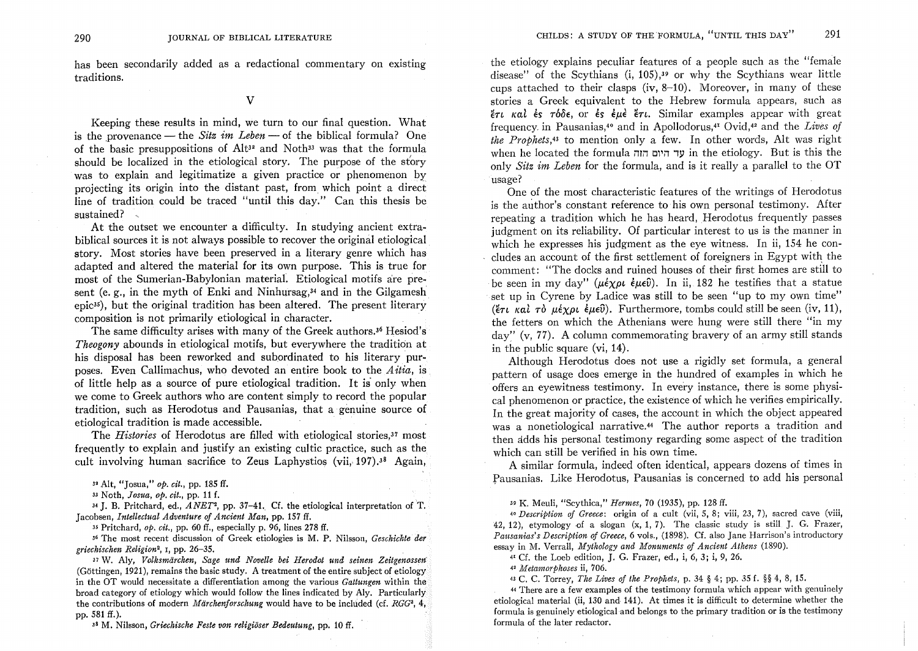has been secondarily added as a redactional commentary on existing traditions.

## V

Keeping these results in mind, we turn to our final question. What is the provenance — the *Sitz im Leben* — of the biblical formula? One of the basic presuppositions of Alt[32] and Noth[33] was that the formula should be localized in the etiological story. The purpose of the story was to explain and legitimatize a given practice or phenomenon by projecting its origin into the distant past, from which point a direct line of tradition could be traced "until this day." Can this thesis be sustained?

At the outset we encounter a difficulty. In studying ancient extra-biblical sources it is not always possible to recover the original etiological story. Most stories have been preserved in a literary genre which has adapted and altered the material for its own purpose. This is true for most of the Sumerian-Babylonian material. Etiological motifs are present (e. g., in the myth of Enki and Ninhursag,[34] and in the Gilgamesh epic[35]), but the original tradition has been altered. The present literary composition is not primarily etiological in character.

The same difficulty arises with many of the Greek authors.[36] Hesiod's *Theogony* abounds in etiological motifs, but everywhere the tradition at his disposal has been reworked and subordinated to his literary purposes. Even Callimachus, who devoted an entire book to the *Aitia*, is of little help as a source of pure etiological tradition. It is only when we come to Greek authors who are content simply to record the popular tradition, such as Herodotus and Pausanias, that a genuine source of etiological tradition is made accessible.

The *Histories* of Herodotus are filled with etiological stories,[37] most frequently to explain and justify an existing cultic practice, such as the cult involving human sacrifice to Zeus Laphystios (vii, 197).[38] Again, the etiology explains peculiar features of a people such as the "female disease" of the Scythians (i, 105),[39] or why the Scythians wear little cups attached to their clasps (iv, 8–10). Moreover, in many of these stories a Greek equivalent to the Hebrew formula appears, such as ἔτι καὶ ἐς τόδε, or ἐς ἐμὲ ἔτι. Similar examples appear with great frequency in Pausanias,[40] and in Apollodorus,[41] Ovid,[42] and the *Lives of the Prophets*,[43] to mention only a few. In other words, Alt was right when he located the formula עד היום הזה in the etiology. But is this the only *Sitz im Leben* for the formula, and is it really a parallel to the OT usage?

One of the most characteristic features of the writings of Herodotus is the author's constant reference to his own personal testimony. After repeating a tradition which he has heard, Herodotus frequently passes judgment on its reliability. Of particular interest to us is the manner in which he expresses his judgment as the eye witness. In ii, 154 he concludes an account of the first settlement of foreigners in Egypt with the comment: "The docks and ruined houses of their first homes are still to be seen in my day" (μέχρι ἐμεῦ). In ii, 182 he testifies that a statue set up in Cyrene by Ladice was still to be seen "up to my own time" (ἔτι καὶ τὸ μέχρι ἐμεῦ). Furthermore, tombs could still be seen (iv, 11), the fetters on which the Athenians were hung were still there "in my day" (v, 77). A column commemorating bravery of an army still stands in the public square (vi, 14).

Although Herodotus does not use a rigidly set formula, a general pattern of usage does emerge in the hundred of examples in which he offers an eyewitness testimony. In every instance, there is some physical phenomenon or practice, the existence of which he verifies empirically. In the great majority of cases, the account in which the object appeared was a nonetiological narrative.[44] The author reports a tradition and then adds his personal testimony regarding some aspect of the tradition which can still be verified in his own time.

A similar formula, indeed often identical, appears dozens of times in Pausanias. Like Herodotus, Pausanias is concerned to add his personal

---

[32] Alt, "Josua," *op. cit.*, pp. 185 ff.

[33] Noth, *Josua*, *op. cit.*, pp. 11 f.

[34] J. B. Pritchard, ed., *ANET*², pp. 37–41. Cf. the etiological interpretation of T. Jacobsen, *Intellectual Adventure of Ancient Man*, pp. 157 ff.

[35] Pritchard, *op. cit.*, pp. 60 ff., especially p. 96, lines 278 ff.

[36] The most recent discussion of Greek etiologies is M. P. Nilsson, *Geschichte der griechischen Religion*², I, pp. 26–35.

[37] W. Aly, *Volksmärchen, Sage und Novelle bei Herodot und seinen Zeitgenossen* (Göttingen, 1921), remains the basic study. A treatment of the entire subject of etiology in the OT would necessitate a differentiation among the various *Gattungen* within the broad category of etiology which would follow the lines indicated by Aly. Particularly the contributions of modern *Märchenforschung* would have to be included (cf. *RGG*³, 4, pp. 581 ff.).

[38] M. Nilsson, *Griechische Feste von religiöser Bedeutung*, pp. 10 ff.

[39] K. Meuli, "Scythica," *Hermes*, 70 (1935), pp. 128 ff.

[40] *Description of Greece*: origin of a cult (vii, 5, 8; viii, 23, 7), sacred cave (viii, 42, 12), etymology of a slogan (x, 1, 7). The classic study is still J. G. Frazer, *Pausanias's Description of Greece*, 6 vols., (1898). Cf. also Jane Harrison's introductory essay in M. Verrall, *Mythology and Monuments of Ancient Athens* (1890).

[41] Cf. the Loeb edition, J. G. Frazer, ed., i, 6, 3; i, 9, 26.

[42] *Metamorphoses* ii, 706.

[43] C. C. Torrey, *The Lives of the Prophets*, p. 34 § 4; pp. 35 f. §§ 4, 8, 15.

[44] There are a few examples of the testimony formula which appear with genuinely etiological material (ii, 130 and 141). At times it is difficult to determine whether the formula is genuinely etiological and belongs to the primary tradition or is the testimony formula of the later redactor.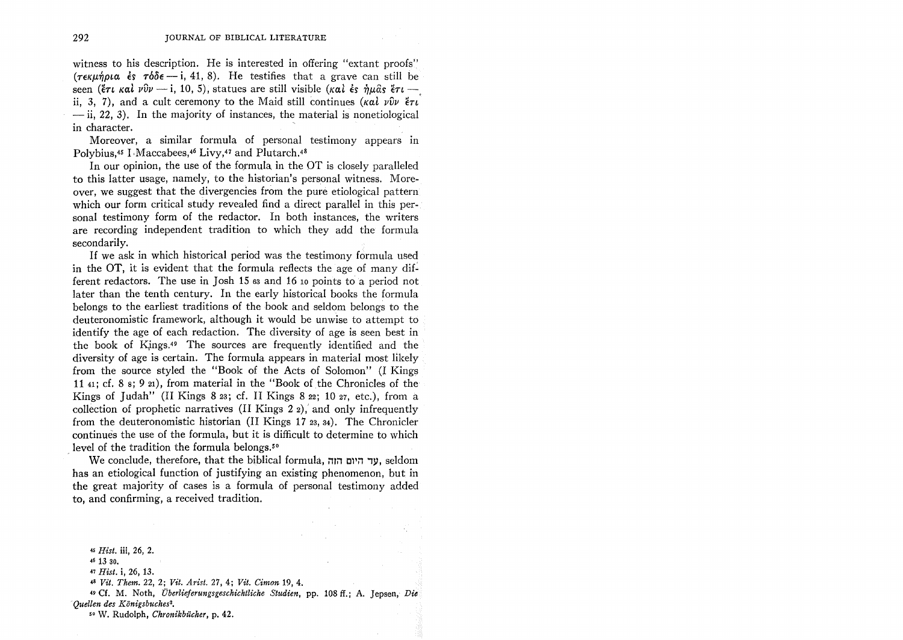witness to his description. He is interested in offering "extant proofs" (τεκμήρια ἐς τόδε — i, 41, 8). He testifies that a grave can still be seen (ἔτι καὶ νῦν — i, 10, 5), statues are still visible (καὶ ἐς ἡμᾶς ἔτι — ii, 3, 7), and a cult ceremony to the Maid still continues (καὶ νῦν ἔτι — ii, 22, 3). In the majority of instances, the material is nonetiological in character.

Moreover, a similar formula of personal testimony appears in Polybius,[45] I Maccabees,[46] Livy,[47] and Plutarch.[48]

In our opinion, the use of the formula in the OT is closely paralleled to this latter usage, namely, to the historian's personal witness. Moreover, we suggest that the divergencies from the pure etiological pattern which our form critical study revealed find a direct parallel in this personal testimony form of the redactor. In both instances, the writers are recording independent tradition to which they add the formula secondarily.

If we ask in which historical period was the testimony formula used in the OT, it is evident that the formula reflects the age of many different redactors. The use in Josh 15 63 and 16 10 points to a period not later than the tenth century. In the early historical books the formula belongs to the earliest traditions of the book and seldom belongs to the deuteronomistic framework, although it would be unwise to attempt to identify the age of each redaction. The diversity of age is seen best in the book of Kings.[49] The sources are frequently identified and the diversity of age is certain. The formula appears in material most likely from the source styled the "Book of the Acts of Solomon" (I Kings 11 41; cf. 8 8; 9 21), from material in the "Book of the Chronicles of the Kings of Judah" (II Kings 8 23; cf. II Kings 8 22; 10 27, etc.), from a collection of prophetic narratives (II Kings 2 2), and only infrequently from the deuteronomistic historian (II Kings 17 23, 34). The Chronicler continues the use of the formula, but it is difficult to determine to which level of the tradition the formula belongs.[50]

We conclude, therefore, that the biblical formula, עד היום הזה, seldom has an etiological function of justifying an existing phenomenon, but in the great majority of cases is a formula of personal testimony added to, and confirming, a received tradition.

---

[45] *Hist.* iii, 26, 2.

[46] 13 30.

[47] *Hist.* i, 26, 13.

[48] *Vit. Them.* 22, 2; *Vit. Arist.* 27, 4; *Vit. Cimon* 19, 4.

[49] Cf. M. Noth, *Überlieferungsgeschichtliche Studien*, pp. 108 ff.; A. Jepsen, *Die Quellen des Königsbuches*².

[50] W. Rudolph, *Chronikbücher*, p. 42.